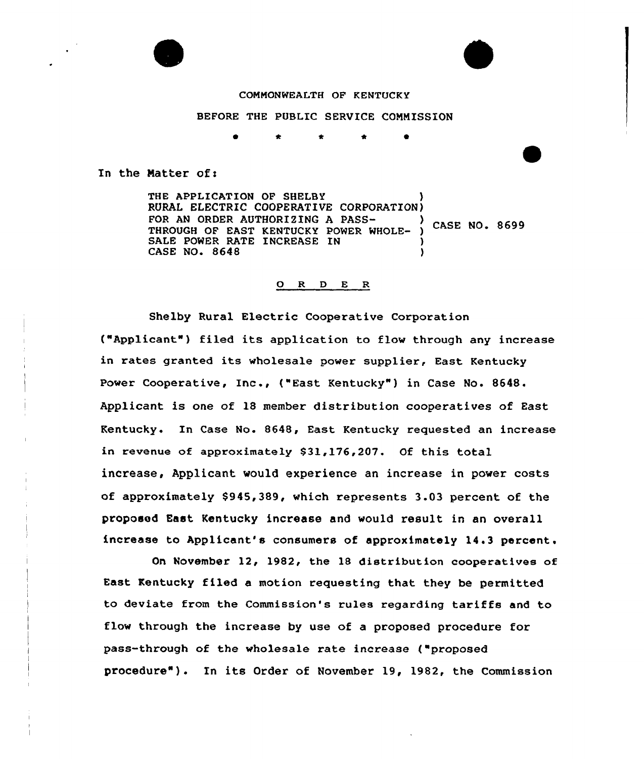COMMONWEALTH OF KENTUCKY

BEFORE THE PUBLIC SERVICE COMMISSION

\* \* \* \* \*

In the Matter of:

THE APPLICATION OF SHELBY RURAL ELECTRIC COOPERATIVE CORPORATION FOR AN ORDER AUTHORIZING A PASS-THROUGH OF EAST KENTUCKY POWER WHOLESALE POWER RATE INCREASE IN CASE NO. 8648 ) CASE NO. 8699

## O R D E R

Shelby Rural Electric Cooperative Corporation ("Applicant") filed its application to flow through any increase in rates granted its wholesale power supplier, East Kentucky Power Cooperative, Inc., ("East Kentucky") in Case No. 8648. Applicant is one of 18 member distribution cooperatives of East Kentucky. In Case No. 8648, East Kentucky requested an increase in revenue of approximately $31,176,207. Of this total increase, Applicant would experience an increase in power costs of approximately $945,389, which represents 3.03 percent of the proposed East Kentucky increase and would result in an overall increase to Applicant's consumers of approximately 14.3 percent.

On November 12, 1982, the 18 distribution cooperatives of East Kentucky filed a motion requesting that they be permitted to deviate from the Commission's rules regarding tariffs and to flow through the increase by use of a proposed procedure for pass-through of the wholesale rate increase ("proposed procedure"). In its Order of November 19, 1982, the Commission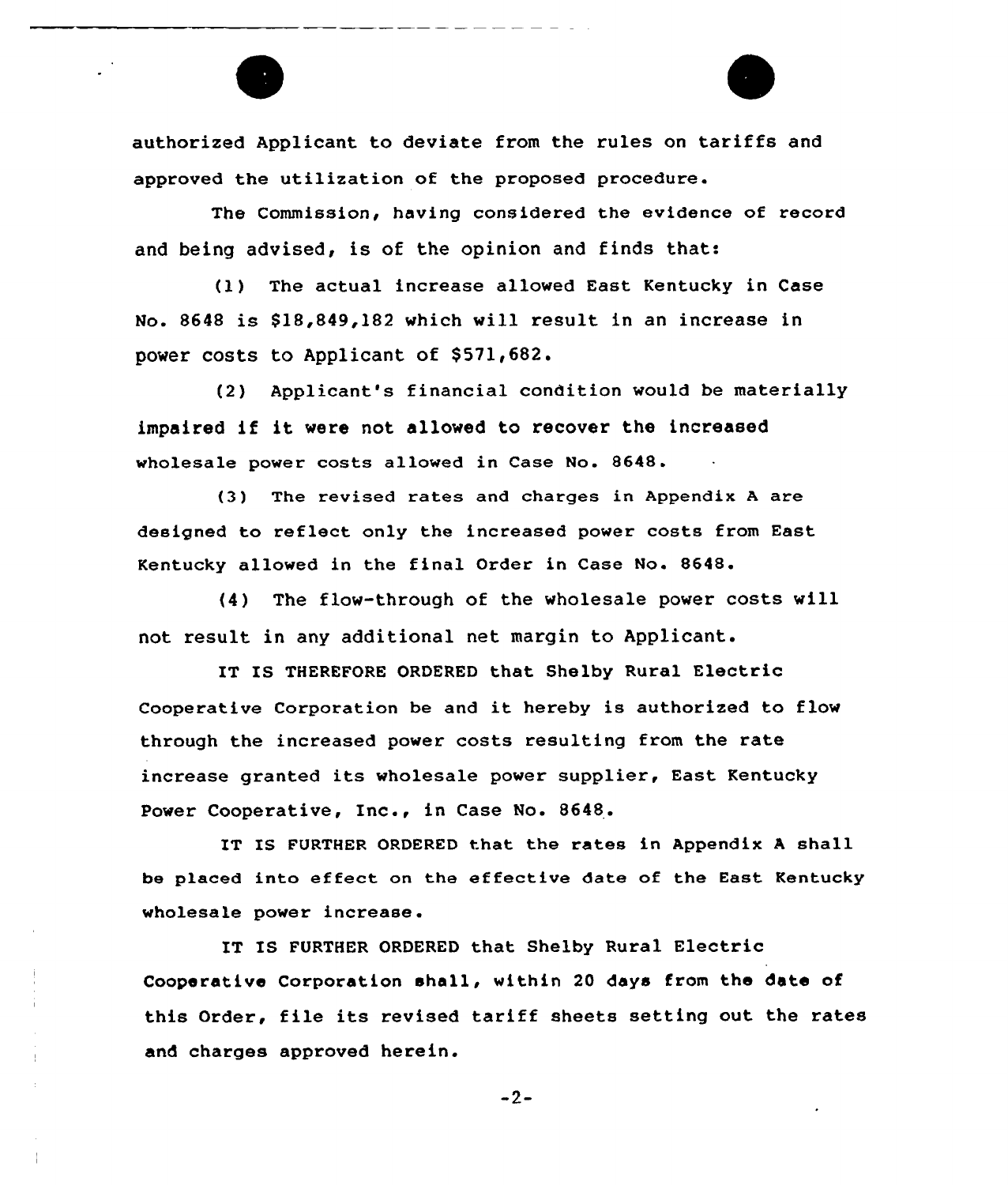authorized Applicant to deviate from the rules on tariffs and approved the utilization of the proposed procedure.

The Commission, having considered the evidence of record and being advised, is of the opinion and finds that:

(1) The actual increase allowed East Kentucky in Case No. 8648 is $18,849,182 which will result in an increase in power costs to Applicant of $571,682.

(2) Applicant's financial condition would be materially impaired if it were not allowed to recover the increased wholesale power costs allowed in Case No. 8648.

(3) The revised rates and charges in Appendix A are designed to reflect only the increased power costs from East Kentucky allowed in the final Order in Case No. 8648.

(4) The flow-through of the wholesale power costs will not result in any additional net margin to Applicant.

IT IS THEREFORE ORDERED that Shelby Rural Electric Cooperative Corporation be and it hereby is authorized to flow through the increased power costs resulting from the rate increase granted its wholesale power supplier, East Kentucky Power Cooperative, Inc., in Case No. 8648.

IT IS FURTHER ORDERED that the rates in Appendix A shall be placed into effect on the effective date of the East Kentucky wholesale power increase.

IT IS FURTHER ORDERED that Shelby Rural Electric Cooperative Corporation shall, within 20 days from the date of this Order, file its revised tariff sheets setting out the rates and charges approved herein.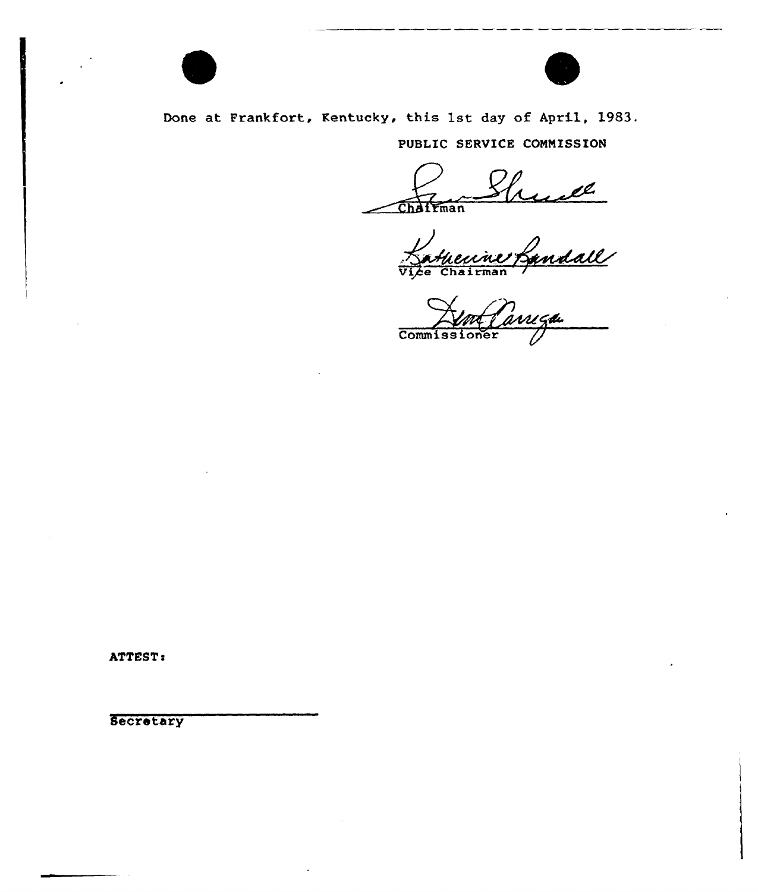Done at Frankfort, Kentucky, this 1st day of April, 1983.

PUBLIC SERVICE COMMISSION

Chairman

Vice Chairman

Commissioner

ATTEST:

Secretary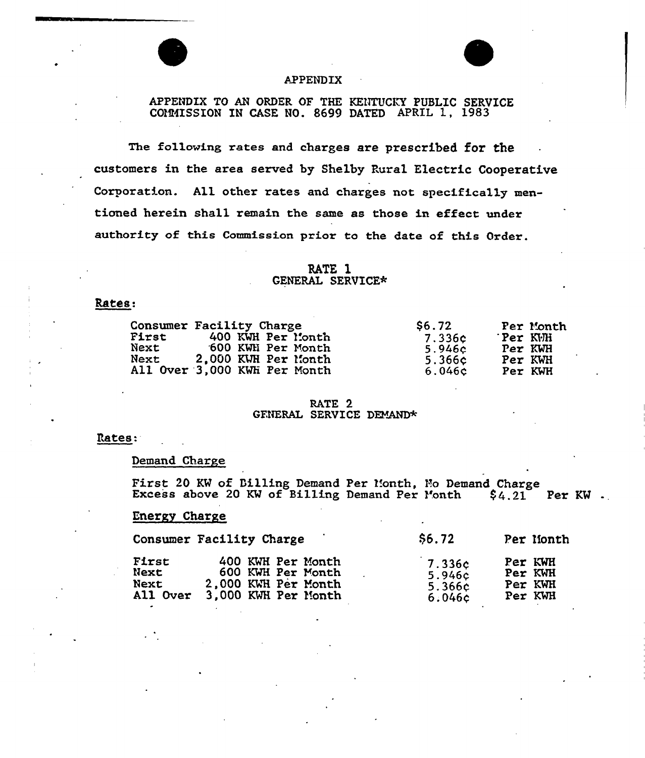# APPENDIX

APPENDIX TO AN ORDER OF THE KENTUCKY PUBLIC SERVICE COMMISSION IN CASE NO. 8699 DATED APRIL 1, 1983

The following rates and charges are prescribed for the customers in the area served by Shelby Rural Electric Cooperative Corporation. All other rates and charges not specifically mentioned herein shall remain the same as those in effect under authority of this Commission prior to the date of this Order.

## RATE 1
## GENERAL SERVICE*

Rates:

| | | |
|---|---|---|
| Consumer Facility Charge | $6.72 | Per Month |
| First 400 KWH Per Month | 7.336¢ | Per KWH |
| Next 600 KWH Per Month | 5.946¢ | Per KWH |
| Next 2,000 KWH Per Month | 5.366¢ | Per KWH |
| All Over 3,000 KWH Per Month | 6.046¢ | Per KWH |

## RATE 2
## GENERAL SERVICE DEMAND*

Rates:

Demand Charge

First 20 KW of Billing Demand Per Month, No Demand Charge
Excess above 20 KW of Billing Demand Per Month $4.21 Per KW

Energy Charge

| | | |
|---|---|---|
| Consumer Facility Charge | $6.72 | Per Month |
| First 400 KWH Per Month | 7.336¢ | Per KWH |
| Next 600 KWH Per Month | 5.946¢ | Per KWH |
| Next 2,000 KWH Per Month | 5.366¢ | Per KWH |
| All Over 3,000 KWH Per Month | 6.046¢ | Per KWH |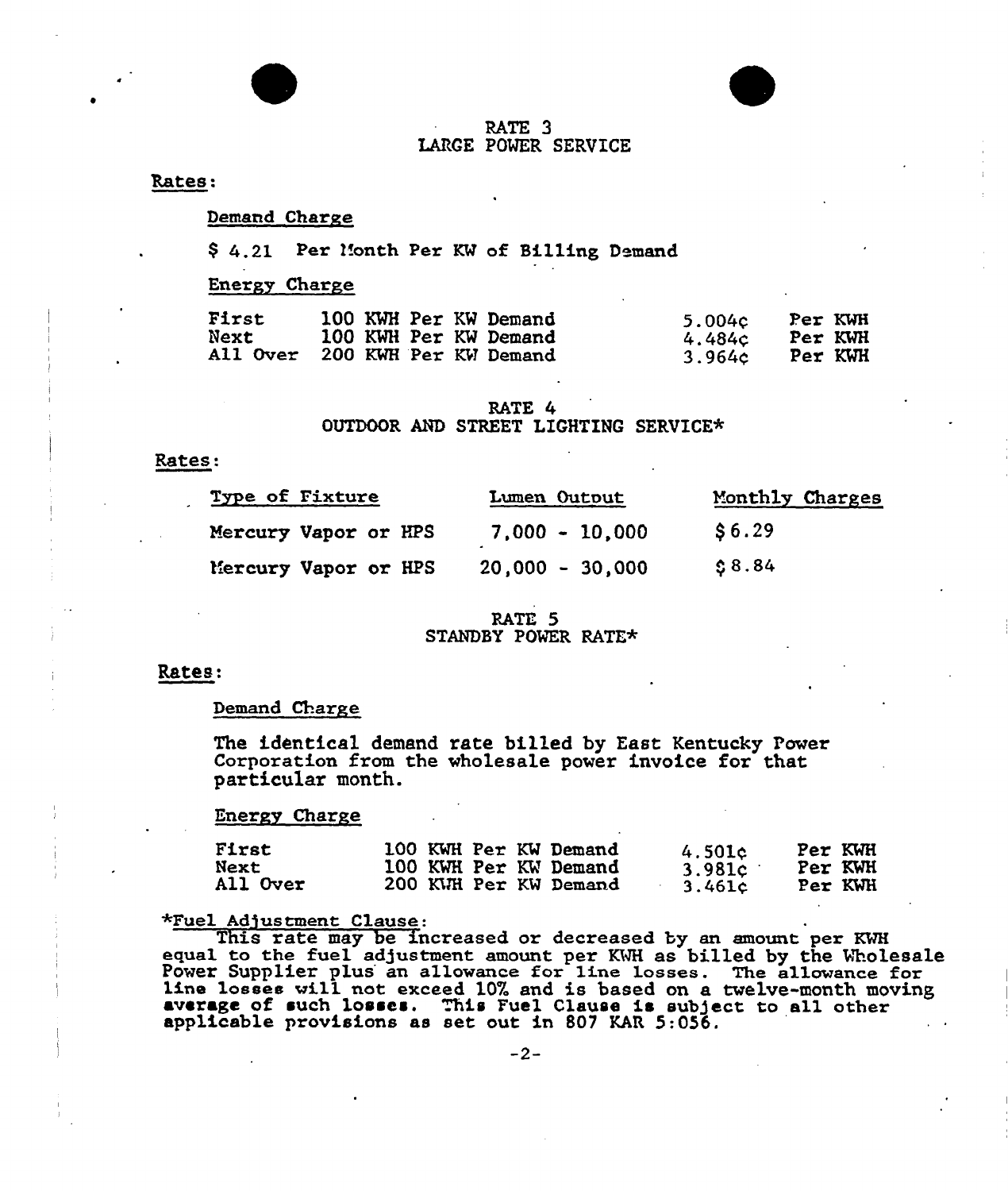## RATE 3
## LARGE POWER SERVICE

**Rates:**

Demand Charge

$ 4.21 Per Month Per KW of Billing Demand

Energy Charge

| | | | |
|---|---|---|---|
| First | 100 KWH Per KW Demand | 5.004¢ | Per KWH |
| Next | 100 KWH Per KW Demand | 4.484¢ | Per KWH |
| All Over | 200 KWH Per KW Demand | 3.964¢ | Per KWH |

## RATE 4
## OUTDOOR AND STREET LIGHTING SERVICE*

**Rates:**

| Type of Fixture | Lumen Output | Monthly Charges |
|---|---|---|
| Mercury Vapor or HPS | 7,000 - 10,000 | $ 6.29 |
| Mercury Vapor or HPS | 20,000 - 30,000 | $ 8.84 |

## RATE 5
## STANDBY POWER RATE*

**Rates:**

Demand Charge

The identical demand rate billed by East Kentucky Power Corporation from the wholesale power invoice for that particular month.

Energy Charge

| | | | |
|---|---|---|---|
| First | 100 KWH Per KW Demand | 4.501¢ | Per KWH |
| Next | 100 KWH Per KW Demand | 3.981¢ | Per KWH |
| All Over | 200 KWH Per KW Demand | 3.461¢ | Per KWH |

*Fuel Adjustment Clause:

This rate may be increased or decreased by an amount per KWH equal to the fuel adjustment amount per KWH as billed by the Wholesale Power Supplier plus an allowance for line losses. The allowance for line losses will not exceed 10% and is based on a twelve-month moving average of such losses. This Fuel Clause is subject to all other applicable provisions as set out in 807 KAR 5:056.